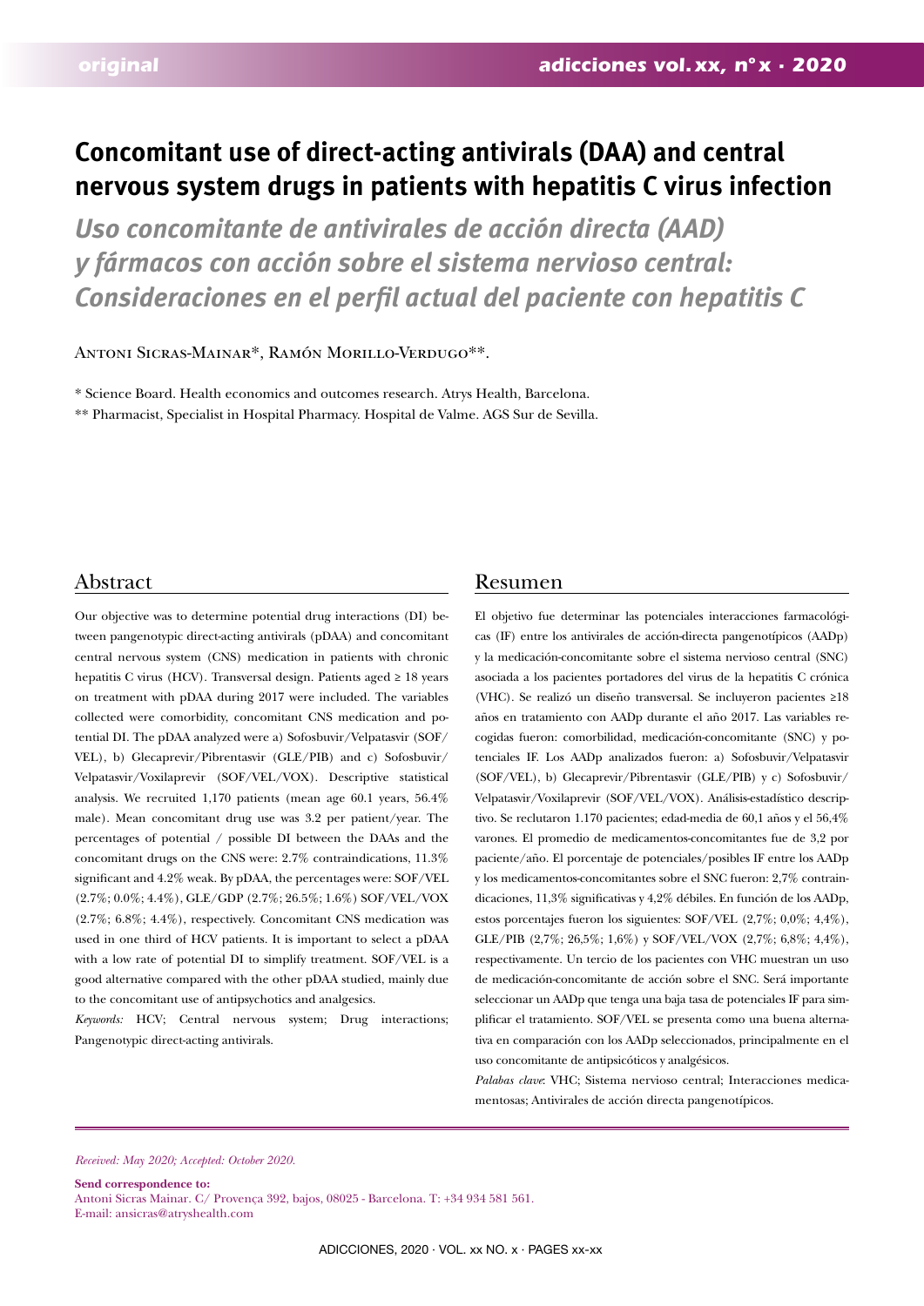original

# Concomitant use of direct-acting antivirals (DAA) and central nervous system drugs in patients with hepatitis C virus infection

## *Uso concomitante de antivirales de acción directa (AAD) y fármacos con acción sobre el sistema nervioso central: Consideraciones en el perfil actual del paciente con hepatitis C*

Antoni Sicras-Mainar*, Ramón Morillo-Verdugo**.

\* Science Board. Health economics and outcomes research. Atrys Health, Barcelona.

\*\* Pharmacist, Specialist in Hospital Pharmacy. Hospital de Valme. AGS Sur de Sevilla.

## Abstract

Our objective was to determine potential drug interactions (DI) between pangenotypic direct-acting antivirals (pDAA) and concomitant central nervous system (CNS) medication in patients with chronic hepatitis C virus (HCV). Transversal design. Patients aged ≥ 18 years on treatment with pDAA during 2017 were included. The variables collected were comorbidity, concomitant CNS medication and potential DI. The pDAA analyzed were a) Sofosbuvir/Velpatasvir (SOF/VEL), b) Glecaprevir/Pibrentasvir (GLE/PIB) and c) Sofosbuvir/Velpatasvir/Voxilaprevir (SOF/VEL/VOX). Descriptive statistical analysis. We recruited 1,170 patients (mean age 60.1 years, 56.4% male). Mean concomitant drug use was 3.2 per patient/year. The percentages of potential / possible DI between the DAAs and the concomitant drugs on the CNS were: 2.7% contraindications, 11.3% significant and 4.2% weak. By pDAA, the percentages were: SOF/VEL (2.7%; 0.0%; 4.4%), GLE/GDP (2.7%; 26.5%; 1.6%) SOF/VEL/VOX (2.7%; 6.8%; 4.4%), respectively. Concomitant CNS medication was used in one third of HCV patients. It is important to select a pDAA with a low rate of potential DI to simplify treatment. SOF/VEL is a good alternative compared with the other pDAA studied, mainly due to the concomitant use of antipsychotics and analgesics.

*Keywords:* HCV; Central nervous system; Drug interactions; Pangenotypic direct-acting antivirals.

## Resumen

El objetivo fue determinar las potenciales interacciones farmacológicas (IF) entre los antivirales de acción-directa pangenotípicos (AADp) y la medicación-concomitante sobre el sistema nervioso central (SNC) asociada a los pacientes portadores del virus de la hepatitis C crónica (VHC). Se realizó un diseño transversal. Se incluyeron pacientes ≥18 años en tratamiento con AADp durante el año 2017. Las variables recogidas fueron: comorbilidad, medicación-concomitante (SNC) y potenciales IF. Los AADp analizados fueron: a) Sofosbuvir/Velpatasvir (SOF/VEL), b) Glecaprevir/Pibrentasvir (GLE/PIB) y c) Sofosbuvir/Velpatasvir/Voxilaprevir (SOF/VEL/VOX). Análisis-estadístico descriptivo. Se reclutaron 1.170 pacientes; edad-media de 60,1 años y el 56,4% varones. El promedio de medicamentos-concomitantes fue de 3,2 por paciente/año. El porcentaje de potenciales/posibles IF entre los AADp y los medicamentos-concomitantes sobre el SNC fueron: 2,7% contraindicaciones, 11,3% significativas y 4,2% débiles. En función de los AADp, estos porcentajes fueron los siguientes: SOF/VEL (2,7%; 0,0%; 4,4%), GLE/PIB (2,7%; 26,5%; 1,6%) y SOF/VEL/VOX (2,7%; 6,8%; 4,4%), respectivamente. Un tercio de los pacientes con VHC muestran un uso de medicación-concomitante de acción sobre el SNC. Será importante seleccionar un AADp que tenga una baja tasa de potenciales IF para simplificar el tratamiento. SOF/VEL se presenta como una buena alternativa en comparación con los AADp seleccionados, principalmente en el uso concomitante de antipsicóticos y analgésicos.

*Palabas clave*: VHC; Sistema nervioso central; Interacciones medicamentosas; Antivirales de acción directa pangenotípicos.

*Received: May 2020; Accepted: October 2020.*

**Send correspondence to:**
Antoni Sicras Mainar. C/ Provença 392, bajos, 08025 - Barcelona. T: +34 934 581 561.
E-mail: ansicras@atryshealth.com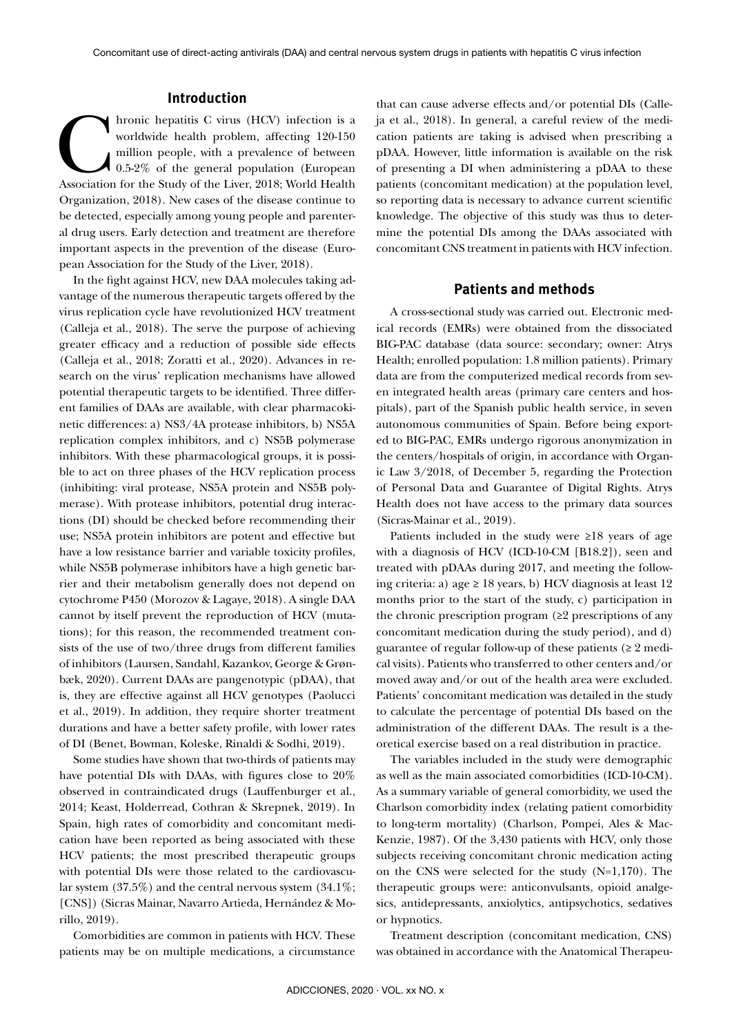## Introduction

Chronic hepatitis C virus (HCV) infection is a worldwide health problem, affecting 120-150 million people, with a prevalence of between 0.5-2% of the general population (European Association for the Study of the Liver, 2018; World Health Organization, 2018). New cases of the disease continue to be detected, especially among young people and parenteral drug users. Early detection and treatment are therefore important aspects in the prevention of the disease (European Association for the Study of the Liver, 2018).

In the fight against HCV, new DAA molecules taking advantage of the numerous therapeutic targets offered by the virus replication cycle have revolutionized HCV treatment (Calleja et al., 2018). The serve the purpose of achieving greater efficacy and a reduction of possible side effects (Calleja et al., 2018; Zoratti et al., 2020). Advances in research on the virus' replication mechanisms have allowed potential therapeutic targets to be identified. Three different families of DAAs are available, with clear pharmacokinetic differences: a) NS3/4A protease inhibitors, b) NS5A replication complex inhibitors, and c) NS5B polymerase inhibitors. With these pharmacological groups, it is possible to act on three phases of the HCV replication process (inhibiting: viral protease, NS5A protein and NS5B polymerase). With protease inhibitors, potential drug interactions (DI) should be checked before recommending their use; NS5A protein inhibitors are potent and effective but have a low resistance barrier and variable toxicity profiles, while NS5B polymerase inhibitors have a high genetic barrier and their metabolism generally does not depend on cytochrome P450 (Morozov & Lagaye, 2018). A single DAA cannot by itself prevent the reproduction of HCV (mutations); for this reason, the recommended treatment consists of the use of two/three drugs from different families of inhibitors (Laursen, Sandahl, Kazankov, George & Grønbæk, 2020). Current DAAs are pangenotypic (pDAA), that is, they are effective against all HCV genotypes (Paolucci et al., 2019). In addition, they require shorter treatment durations and have a better safety profile, with lower rates of DI (Benet, Bowman, Koleske, Rinaldi & Sodhi, 2019).

Some studies have shown that two-thirds of patients may have potential DIs with DAAs, with figures close to 20% observed in contraindicated drugs (Lauffenburger et al., 2014; Keast, Holderread, Cothran & Skrepnek, 2019). In Spain, high rates of comorbidity and concomitant medication have been reported as being associated with these HCV patients; the most prescribed therapeutic groups with potential DIs were those related to the cardiovascular system (37.5%) and the central nervous system (34.1%; [CNS]) (Sicras Mainar, Navarro Artieda, Hernández & Morillo, 2019).

Comorbidities are common in patients with HCV. These patients may be on multiple medications, a circumstance that can cause adverse effects and/or potential DIs (Calleja et al., 2018). In general, a careful review of the medication patients are taking is advised when prescribing a pDAA. However, little information is available on the risk of presenting a DI when administering a pDAA to these patients (concomitant medication) at the population level, so reporting data is necessary to advance current scientific knowledge. The objective of this study was thus to determine the potential DIs among the DAAs associated with concomitant CNS treatment in patients with HCV infection.

## Patients and methods

A cross-sectional study was carried out. Electronic medical records (EMRs) were obtained from the dissociated BIG-PAC database (data source: secondary; owner: Atrys Health; enrolled population: 1.8 million patients). Primary data are from the computerized medical records from seven integrated health areas (primary care centers and hospitals), part of the Spanish public health service, in seven autonomous communities of Spain. Before being exported to BIG-PAC, EMRs undergo rigorous anonymization in the centers/hospitals of origin, in accordance with Organic Law 3/2018, of December 5, regarding the Protection of Personal Data and Guarantee of Digital Rights. Atrys Health does not have access to the primary data sources (Sicras-Mainar et al., 2019).

Patients included in the study were ≥18 years of age with a diagnosis of HCV (ICD-10-CM [B18.2]), seen and treated with pDAAs during 2017, and meeting the following criteria: a) age ≥ 18 years, b) HCV diagnosis at least 12 months prior to the start of the study, c) participation in the chronic prescription program (≥2 prescriptions of any concomitant medication during the study period), and d) guarantee of regular follow-up of these patients (≥ 2 medical visits). Patients who transferred to other centers and/or moved away and/or out of the health area were excluded. Patients' concomitant medication was detailed in the study to calculate the percentage of potential DIs based on the administration of the different DAAs. The result is a theoretical exercise based on a real distribution in practice.

The variables included in the study were demographic as well as the main associated comorbidities (ICD-10-CM). As a summary variable of general comorbidity, we used the Charlson comorbidity index (relating patient comorbidity to long-term mortality) (Charlson, Pompei, Ales & MacKenzie, 1987). Of the 3,430 patients with HCV, only those subjects receiving concomitant chronic medication acting on the CNS were selected for the study (N=1,170). The therapeutic groups were: anticonvulsants, opioid analgesics, antidepressants, anxiolytics, antipsychotics, sedatives or hypnotics.

Treatment description (concomitant medication, CNS) was obtained in accordance with the Anatomical Therapeu-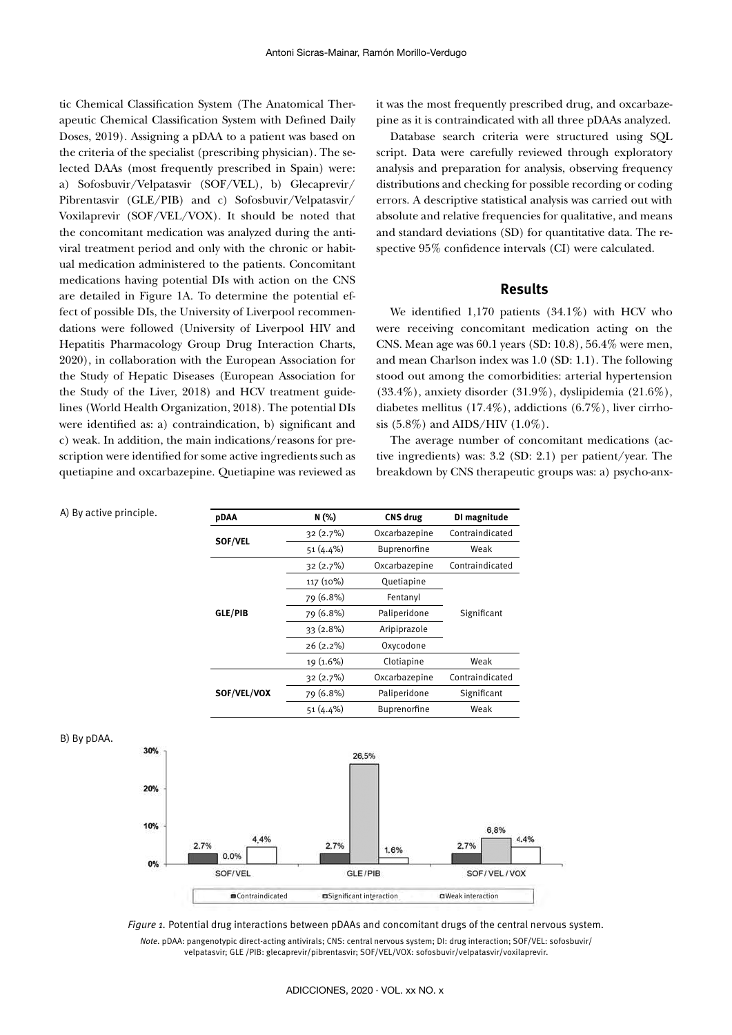tic Chemical Classification System (The Anatomical Therapeutic Chemical Classification System with Defined Daily Doses, 2019). Assigning a pDAA to a patient was based on the criteria of the specialist (prescribing physician). The selected DAAs (most frequently prescribed in Spain) were: a) Sofosbuvir/Velpatasvir (SOF/VEL), b) Glecaprevir/Pibrentasvir (GLE/PIB) and c) Sofosbuvir/Velpatasvir/Voxilaprevir (SOF/VEL/VOX). It should be noted that the concomitant medication was analyzed during the antiviral treatment period and only with the chronic or habitual medication administered to the patients. Concomitant medications having potential DIs with action on the CNS are detailed in Figure 1A. To determine the potential effect of possible DIs, the University of Liverpool recommendations were followed (University of Liverpool HIV and Hepatitis Pharmacology Group Drug Interaction Charts, 2020), in collaboration with the European Association for the Study of Hepatic Diseases (European Association for the Study of the Liver, 2018) and HCV treatment guidelines (World Health Organization, 2018). The potential DIs were identified as: a) contraindication, b) significant and c) weak. In addition, the main indications/reasons for prescription were identified for some active ingredients such as quetiapine and oxcarbazepine. Quetiapine was reviewed as it was the most frequently prescribed drug, and oxcarbazepine as it is contraindicated with all three pDAAs analyzed.

Database search criteria were structured using SQL script. Data were carefully reviewed through exploratory analysis and preparation for analysis, observing frequency distributions and checking for possible recording or coding errors. A descriptive statistical analysis was carried out with absolute and relative frequencies for qualitative, and means and standard deviations (SD) for quantitative data. The respective 95% confidence intervals (CI) were calculated.

## Results

We identified 1,170 patients (34.1%) with HCV who were receiving concomitant medication acting on the CNS. Mean age was 60.1 years (SD: 10.8), 56.4% were men, and mean Charlson index was 1.0 (SD: 1.1). The following stood out among the comorbidities: arterial hypertension (33.4%), anxiety disorder (31.9%), dyslipidemia (21.6%), diabetes mellitus (17.4%), addictions (6.7%), liver cirrhosis (5.8%) and AIDS/HIV (1.0%).

The average number of concomitant medications (active ingredients) was: 3.2 (SD: 2.1) per patient/year. The breakdown by CNS therapeutic groups was: a) psycho-anx-

A) By active principle.

| pDAA | N (%) | CNS drug | DI magnitude |
|---|---|---|---|
| SOF/VEL | 32 (2.7%) | Oxcarbazepine | Contraindicated |
| | 51 (4.4%) | Buprenorfine | Weak |
| GLE/PIB | 32 (2.7%) | Oxcarbazepine | Contraindicated |
| | 117 (10%) | Quetiapine | Significant |
| | 79 (6.8%) | Fentanyl | |
| | 79 (6.8%) | Paliperidone | |
| | 33 (2.8%) | Aripiprazole | |
| | 26 (2.2%) | Oxycodone | |
| | 19 (1.6%) | Clotiapine | Weak |
| SOF/VEL/VOX | 32 (2.7%) | Oxcarbazepine | Contraindicated |
| | 79 (6.8%) | Paliperidone | Significant |
| | 51 (4.4%) | Buprenorfine | Weak |

B) By pDAA.

| pDAA | Contraindicated | Significant interaction | Weak interaction |
|---|---|---|---|
| SOF/VEL | 2.7% | 0.0% | 4.4% |
| GLE/PIB | 2.7% | 26.5% | 1.6% |
| SOF/VEL/VOX | 2.7% | 6.8% | 4.4% |

*Figure 1.* Potential drug interactions between pDAAs and concomitant drugs of the central nervous system.

*Note.* pDAA: pangenotypic direct-acting antivirals; CNS: central nervous system; DI: drug interaction; SOF/VEL: sofosbuvir/velpatasvir; GLE /PIB: glecaprevir/pibrentasvir; SOF/VEL/VOX: sofosbuvir/velpatasvir/voxilaprevir.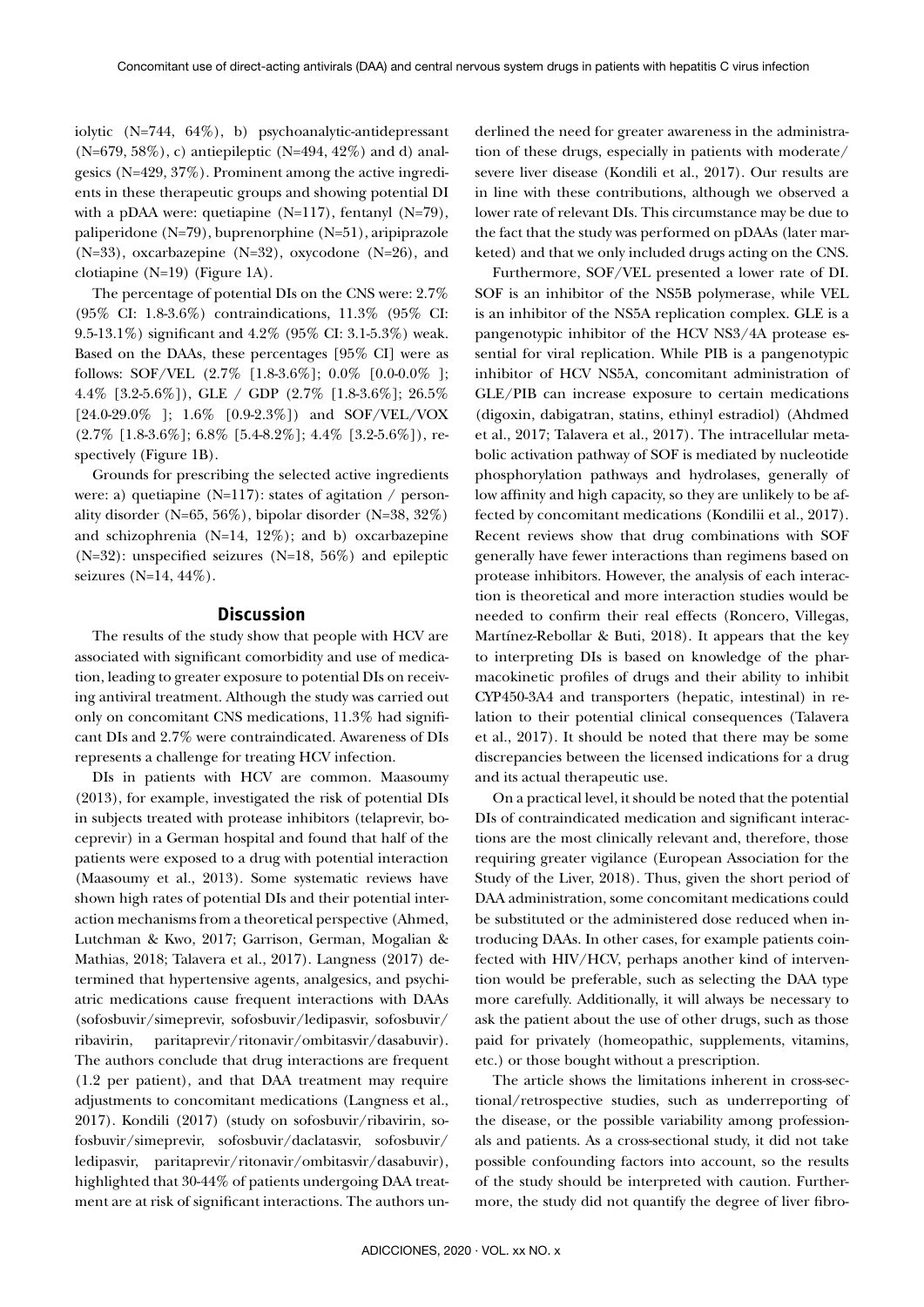iolytic (N=744, 64%), b) psychoanalytic-antidepressant (N=679, 58%), c) antiepileptic (N=494, 42%) and d) analgesics (N=429, 37%). Prominent among the active ingredients in these therapeutic groups and showing potential DI with a pDAA were: quetiapine (N=117), fentanyl (N=79), paliperidone (N=79), buprenorphine (N=51), aripiprazole (N=33), oxcarbazepine (N=32), oxycodone (N=26), and clotiapine (N=19) (Figure 1A).

The percentage of potential DIs on the CNS were: 2.7% (95% CI: 1.8-3.6%) contraindications, 11.3% (95% CI: 9.5-13.1%) significant and 4.2% (95% CI: 3.1-5.3%) weak. Based on the DAAs, these percentages [95% CI] were as follows: SOF/VEL (2.7% [1.8-3.6%]; 0.0% [0.0-0.0% ]; 4.4% [3.2-5.6%]), GLE / GDP (2.7% [1.8-3.6%]; 26.5% [24.0-29.0% ]; 1.6% [0.9-2.3%]) and SOF/VEL/VOX (2.7% [1.8-3.6%]; 6.8% [5.4-8.2%]; 4.4% [3.2-5.6%]), respectively (Figure 1B).

Grounds for prescribing the selected active ingredients were: a) quetiapine (N=117): states of agitation / personality disorder (N=65, 56%), bipolar disorder (N=38, 32%) and schizophrenia (N=14, 12%); and b) oxcarbazepine (N=32): unspecified seizures (N=18, 56%) and epileptic seizures (N=14, 44%).

## Discussion

The results of the study show that people with HCV are associated with significant comorbidity and use of medication, leading to greater exposure to potential DIs on receiving antiviral treatment. Although the study was carried out only on concomitant CNS medications, 11.3% had significant DIs and 2.7% were contraindicated. Awareness of DIs represents a challenge for treating HCV infection.

DIs in patients with HCV are common. Maasoumy (2013), for example, investigated the risk of potential DIs in subjects treated with protease inhibitors (telaprevir, boceprevir) in a German hospital and found that half of the patients were exposed to a drug with potential interaction (Maasoumy et al., 2013). Some systematic reviews have shown high rates of potential DIs and their potential interaction mechanisms from a theoretical perspective (Ahmed, Lutchman & Kwo, 2017; Garrison, German, Mogalian & Mathias, 2018; Talavera et al., 2017). Langness (2017) determined that hypertensive agents, analgesics, and psychiatric medications cause frequent interactions with DAAs (sofosbuvir/simeprevir, sofosbuvir/ledipasvir, sofosbuvir/ribavirin, paritaprevir/ritonavir/ombitasvir/dasabuvir). The authors conclude that drug interactions are frequent (1.2 per patient), and that DAA treatment may require adjustments to concomitant medications (Langness et al., 2017). Kondili (2017) (study on sofosbuvir/ribavirin, sofosbuvir/simeprevir, sofosbuvir/daclatasvir, sofosbuvir/ledipasvir, paritaprevir/ritonavir/ombitasvir/dasabuvir), highlighted that 30-44% of patients undergoing DAA treatment are at risk of significant interactions. The authors underlined the need for greater awareness in the administration of these drugs, especially in patients with moderate/severe liver disease (Kondili et al., 2017). Our results are in line with these contributions, although we observed a lower rate of relevant DIs. This circumstance may be due to the fact that the study was performed on pDAAs (later marketed) and that we only included drugs acting on the CNS.

Furthermore, SOF/VEL presented a lower rate of DI. SOF is an inhibitor of the NS5B polymerase, while VEL is an inhibitor of the NS5A replication complex. GLE is a pangenotypic inhibitor of the HCV NS3/4A protease essential for viral replication. While PIB is a pangenotypic inhibitor of HCV NS5A, concomitant administration of GLE/PIB can increase exposure to certain medications (digoxin, dabigatran, statins, ethinyl estradiol) (Ahdmed et al., 2017; Talavera et al., 2017). The intracellular metabolic activation pathway of SOF is mediated by nucleotide phosphorylation pathways and hydrolases, generally of low affinity and high capacity, so they are unlikely to be affected by concomitant medications (Kondilii et al., 2017). Recent reviews show that drug combinations with SOF generally have fewer interactions than regimens based on protease inhibitors. However, the analysis of each interaction is theoretical and more interaction studies would be needed to confirm their real effects (Roncero, Villegas, Martínez-Rebollar & Buti, 2018). It appears that the key to interpreting DIs is based on knowledge of the pharmacokinetic profiles of drugs and their ability to inhibit CYP450-3A4 and transporters (hepatic, intestinal) in relation to their potential clinical consequences (Talavera et al., 2017). It should be noted that there may be some discrepancies between the licensed indications for a drug and its actual therapeutic use.

On a practical level, it should be noted that the potential DIs of contraindicated medication and significant interactions are the most clinically relevant and, therefore, those requiring greater vigilance (European Association for the Study of the Liver, 2018). Thus, given the short period of DAA administration, some concomitant medications could be substituted or the administered dose reduced when introducing DAAs. In other cases, for example patients coinfected with HIV/HCV, perhaps another kind of intervention would be preferable, such as selecting the DAA type more carefully. Additionally, it will always be necessary to ask the patient about the use of other drugs, such as those paid for privately (homeopathic, supplements, vitamins, etc.) or those bought without a prescription.

The article shows the limitations inherent in cross-sectional/retrospective studies, such as underreporting of the disease, or the possible variability among professionals and patients. As a cross-sectional study, it did not take possible confounding factors into account, so the results of the study should be interpreted with caution. Furthermore, the study did not quantify the degree of liver fibro-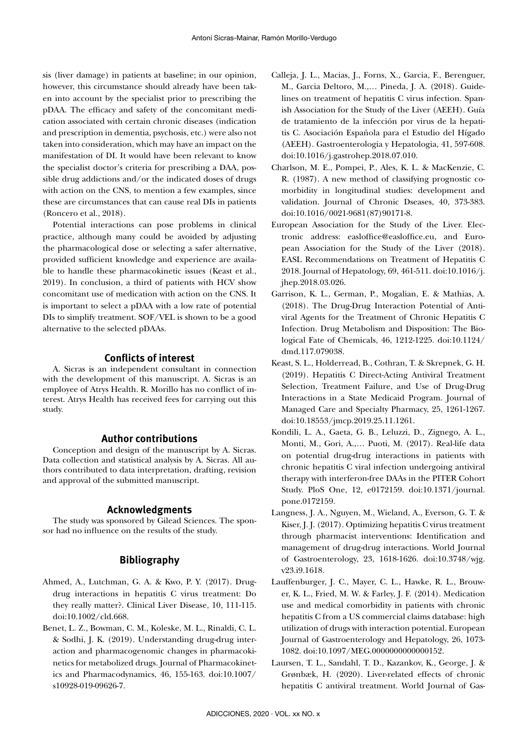sis (liver damage) in patients at baseline; in our opinion, however, this circumstance should already have been taken into account by the specialist prior to prescribing the pDAA. The efficacy and safety of the concomitant medication associated with certain chronic diseases (indication and prescription in dementia, psychosis, etc.) were also not taken into consideration, which may have an impact on the manifestation of DI. It would have been relevant to know the specialist doctor's criteria for prescribing a DAA, possible drug addictions and/or the indicated doses of drugs with action on the CNS, to mention a few examples, since these are circumstances that can cause real DIs in patients (Roncero et al., 2018).

Potential interactions can pose problems in clinical practice, although many could be avoided by adjusting the pharmacological dose or selecting a safer alternative, provided sufficient knowledge and experience are available to handle these pharmacokinetic issues (Keast et al., 2019). In conclusion, a third of patients with HCV show concomitant use of medication with action on the CNS. It is important to select a pDAA with a low rate of potential DIs to simplify treatment. SOF/VEL is shown to be a good alternative to the selected pDAAs.

## Conflicts of interest

A. Sicras is an independent consultant in connection with the development of this manuscript. A. Sicras is an employee of Atrys Health. R. Morillo has no conflict of interest. Atrys Health has received fees for carrying out this study.

## Author contributions

Conception and design of the manuscript by A. Sicras. Data collection and statistical analysis by A. Sicras. All authors contributed to data interpretation, drafting, revision and approval of the submitted manuscript.

## Acknowledgments

The study was sponsored by Gilead Sciences. The sponsor had no influence on the results of the study.

## Bibliography

Ahmed, A., Lutchman, G. A. & Kwo, P. Y. (2017). Drug-drug interactions in hepatitis C virus treatment: Do they really matter?. Clinical Liver Disease, 10, 111-115. doi:10.1002/cld.668.

Benet, L. Z., Bowman, C. M., Koleske, M. L., Rinaldi, C. L. & Sodhi, J. K. (2019). Understanding drug-drug interaction and pharmacogenomic changes in pharmacokinetics for metabolized drugs. Journal of Pharmacokinetics and Pharmacodynamics, 46, 155-163. doi:10.1007/s10928-019-09626-7.

Calleja, J. L., Macias, J., Forns, X., Garcia, F., Berenguer, M., Garcia Deltoro, M.,… Pineda, J. A. (2018). Guidelines on treatment of hepatitis C virus infection. Spanish Association for the Study of the Liver (AEEH). Guía de tratamiento de la infección por virus de la hepatitis C. Asociación Española para el Estudio del Hígado (AEEH). Gastroenterologia y Hepatologia, 41, 597-608. doi:10.1016/j.gastrohep.2018.07.010.

Charlson, M. E., Pompei, P., Ales, K. L. & MacKenzie, C. R. (1987). A new method of classifying prognostic comorbidity in longitudinal studies: development and validation. Journal of Chronic Dseases, 40, 373-383. doi:10.1016/0021-9681(87)90171-8.

European Association for the Study of the Liver. Electronic address: easloffice@easloffice.eu, and European Association for the Study of the Liver (2018). EASL Recommendations on Treatment of Hepatitis C 2018. Journal of Hepatology, 69, 461-511. doi:10.1016/j.jhep.2018.03.026.

Garrison, K. L., German, P., Mogalian, E. & Mathias, A. (2018). The Drug-Drug Interaction Potential of Antiviral Agents for the Treatment of Chronic Hepatitis C Infection. Drug Metabolism and Disposition: The Biological Fate of Chemicals, 46, 1212-1225. doi:10.1124/dmd.117.079038.

Keast, S. L., Holderread, B., Cothran, T. & Skrepnek, G. H. (2019). Hepatitis C Direct-Acting Antiviral Treatment Selection, Treatment Failure, and Use of Drug-Drug Interactions in a State Medicaid Program. Journal of Managed Care and Specialty Pharmacy, 25, 1261-1267. doi:10.18553/jmcp.2019.25.11.1261.

Kondili, L. A., Gaeta, G. B., Leluzzi, D., Zignego, A. L., Monti, M., Gori, A.,… Puoti, M. (2017). Real-life data on potential drug-drug interactions in patients with chronic hepatitis C viral infection undergoing antiviral therapy with interferon-free DAAs in the PITER Cohort Study. PloS One, 12, e0172159. doi:10.1371/journal.pone.0172159.

Langness, J. A., Nguyen, M., Wieland, A., Everson, G. T. & Kiser, J. J. (2017). Optimizing hepatitis C virus treatment through pharmacist interventions: Identification and management of drug-drug interactions. World Journal of Gastroenterology, 23, 1618-1626. doi:10.3748/wjg.v23.i9.1618.

Lauffenburger, J. C., Mayer, C. L., Hawke, R. L., Brouwer, K. L., Fried, M. W. & Farley, J. F. (2014). Medication use and medical comorbidity in patients with chronic hepatitis C from a US commercial claims database: high utilization of drugs with interaction potential. European Journal of Gastroenterology and Hepatology, 26, 1073-1082. doi:10.1097/MEG.0000000000000152.

Laursen, T. L., Sandahl, T. D., Kazankov, K., George, J. & Grønbæk, H. (2020). Liver-related effects of chronic hepatitis C antiviral treatment. World Journal of Gas-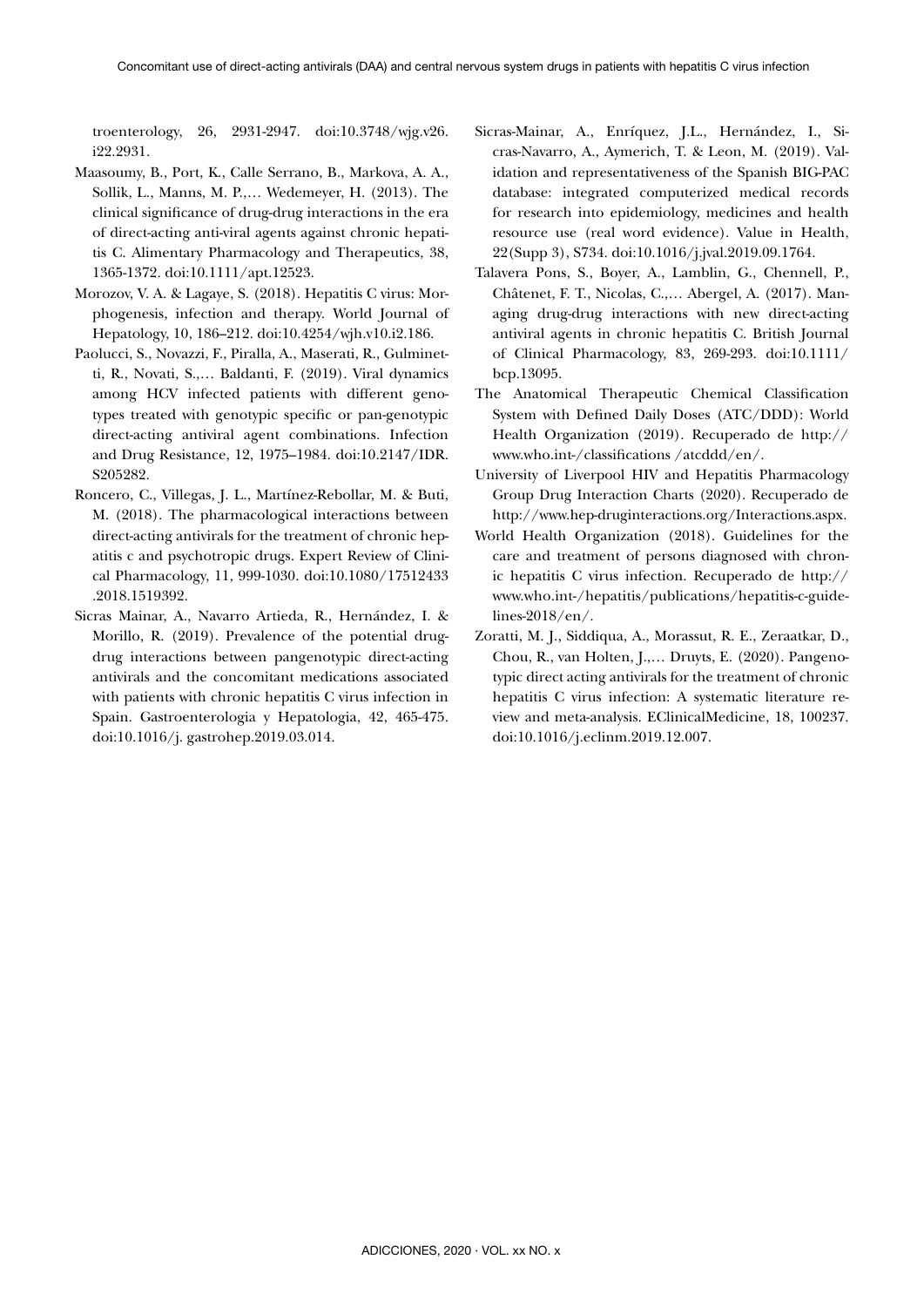troenterology, 26, 2931-2947. doi:10.3748/wjg.v26.i22.2931.

Maasoumy, B., Port, K., Calle Serrano, B., Markova, A. A., Sollik, L., Manns, M. P.,… Wedemeyer, H. (2013). The clinical significance of drug-drug interactions in the era of direct-acting anti-viral agents against chronic hepatitis C. Alimentary Pharmacology and Therapeutics, 38, 1365-1372. doi:10.1111/apt.12523.

Morozov, V. A. & Lagaye, S. (2018). Hepatitis C virus: Morphogenesis, infection and therapy. World Journal of Hepatology, 10, 186–212. doi:10.4254/wjh.v10.i2.186.

Paolucci, S., Novazzi, F., Piralla, A., Maserati, R., Gulminetti, R., Novati, S.,… Baldanti, F. (2019). Viral dynamics among HCV infected patients with different genotypes treated with genotypic specific or pan-genotypic direct-acting antiviral agent combinations. Infection and Drug Resistance, 12, 1975–1984. doi:10.2147/IDR.S205282.

Roncero, C., Villegas, J. L., Martínez-Rebollar, M. & Buti, M. (2018). The pharmacological interactions between direct-acting antivirals for the treatment of chronic hepatitis c and psychotropic drugs. Expert Review of Clinical Pharmacology, 11, 999-1030. doi:10.1080/17512433.2018.1519392.

Sicras Mainar, A., Navarro Artieda, R., Hernández, I. & Morillo, R. (2019). Prevalence of the potential drug-drug interactions between pangenotypic direct-acting antivirals and the concomitant medications associated with patients with chronic hepatitis C virus infection in Spain. Gastroenterologia y Hepatologia, 42, 465-475. doi:10.1016/j. gastrohep.2019.03.014.

Sicras-Mainar, A., Enríquez, J.L., Hernández, I., Sicras-Navarro, A., Aymerich, T. & Leon, M. (2019). Validation and representativeness of the Spanish BIG-PAC database: integrated computerized medical records for research into epidemiology, medicines and health resource use (real word evidence). Value in Health, 22(Supp 3), S734. doi:10.1016/j.jval.2019.09.1764.

Talavera Pons, S., Boyer, A., Lamblin, G., Chennell, P., Châtenet, F. T., Nicolas, C.,… Abergel, A. (2017). Managing drug-drug interactions with new direct-acting antiviral agents in chronic hepatitis C. British Journal of Clinical Pharmacology, 83, 269-293. doi:10.1111/bcp.13095.

The Anatomical Therapeutic Chemical Classification System with Defined Daily Doses (ATC/DDD): World Health Organization (2019). Recuperado de http://www.who.int-/classifications /atcddd/en/.

University of Liverpool HIV and Hepatitis Pharmacology Group Drug Interaction Charts (2020). Recuperado de http://www.hep-druginteractions.org/Interactions.aspx.

World Health Organization (2018). Guidelines for the care and treatment of persons diagnosed with chronic hepatitis C virus infection. Recuperado de http://www.who.int-/hepatitis/publications/hepatitis-c-guidelines-2018/en/.

Zoratti, M. J., Siddiqua, A., Morassut, R. E., Zeraatkar, D., Chou, R., van Holten, J.,… Druyts, E. (2020). Pangenotypic direct acting antivirals for the treatment of chronic hepatitis C virus infection: A systematic literature review and meta-analysis. EClinicalMedicine, 18, 100237. doi:10.1016/j.eclinm.2019.12.007.